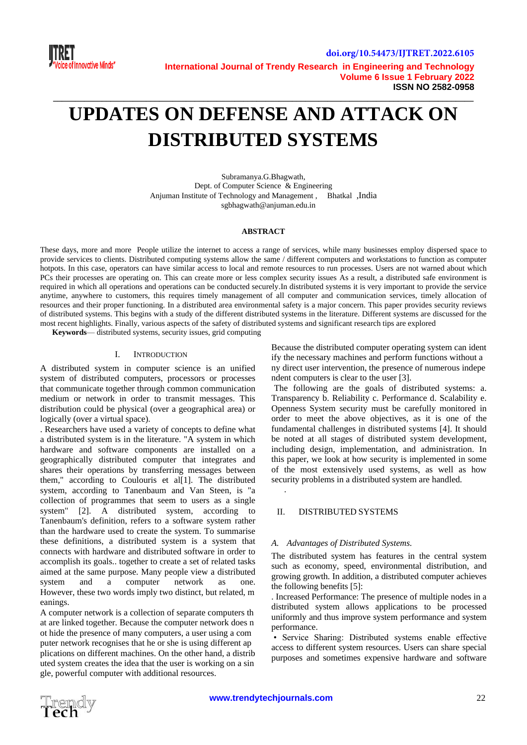# UPDATES ON DEFENSE AND ATTACK ON DISTRIBUTED SYSTEMS

Subramanya.G.Bhagwath,
Dept. of Computer Science & Engineering
Anjuman Institute of Technology and Management , Bhatkal ,India
sgbhagwath@anjuman.edu.in

**ABSTRACT**

These days, more and more People utilize the internet to access a range of services, while many businesses employ dispersed space to provide services to clients. Distributed computing systems allow the same / different computers and workstations to function as computer hotpots. In this case, operators can have similar access to local and remote resources to run processes. Users are not warned about which PCs their processes are operating on. This can create more or less complex security issues As a result, a distributed safe environment is required in which all operations and operations can be conducted securely.In distributed systems it is very important to provide the service anytime, anywhere to customers, this requires timely management of all computer and communication services, timely allocation of resources and their proper functioning. In a distributed area environmental safety is a major concern. This paper provides security reviews of distributed systems. This begins with a study of the different distributed systems in the literature. Different systems are discussed for the most recent highlights. Finally, various aspects of the safety of distributed systems and significant research tips are explored

**Keywords**— distributed systems, security issues, grid computing

## I. INTRODUCTION

A distributed system in computer science is an unified system of distributed computers, processors or processes that communicate together through common communication medium or network in order to transmit messages. This distribution could be physical (over a geographical area) or logically (over a virtual space).

. Researchers have used a variety of concepts to define what a distributed system is in the literature. "A system in which hardware and software components are installed on a geographically distributed computer that integrates and shares their operations by transferring messages between them," according to Coulouris et al[1]. The distributed system, according to Tanenbaum and Van Steen, is "a collection of programmes that seem to users as a single system" [2]. A distributed system, according to Tanenbaum's definition, refers to a software system rather than the hardware used to create the system. To summarise these definitions, a distributed system is a system that connects with hardware and distributed software in order to accomplish its goals.. together to create a set of related tasks aimed at the same purpose. Many people view a distributed system and a computer network as one. However, these two words imply two distinct, but related, m eanings.

A computer network is a collection of separate computers th at are linked together. Because the computer network does n ot hide the presence of many computers, a user using a com puter network recognises that he or she is using different ap plications on different machines. On the other hand, a distrib uted system creates the idea that the user is working on a sin gle, powerful computer with additional resources.

Because the distributed computer operating system can ident ify the necessary machines and perform functions without a ny direct user intervention, the presence of numerous indepe ndent computers is clear to the user [3].

The following are the goals of distributed systems: a. Transparency b. Reliability c. Performance d. Scalability e. Openness System security must be carefully monitored in order to meet the above objectives, as it is one of the fundamental challenges in distributed systems [4]. It should be noted at all stages of distributed system development, including design, implementation, and administration. In this paper, we look at how security is implemented in some of the most extensively used systems, as well as how security problems in a distributed system are handled.

## II. DISTRIBUTED SYSTEMS

### A. Advantages of Distributed Systems.

The distributed system has features in the central system such as economy, speed, environmental distribution, and growing growth. In addition, a distributed computer achieves the following benefits [5]:

. Increased Performance: The presence of multiple nodes in a distributed system allows applications to be processed uniformly and thus improve system performance and system performance.

• Service Sharing: Distributed systems enable effective access to different system resources. Users can share special purposes and sometimes expensive hardware and software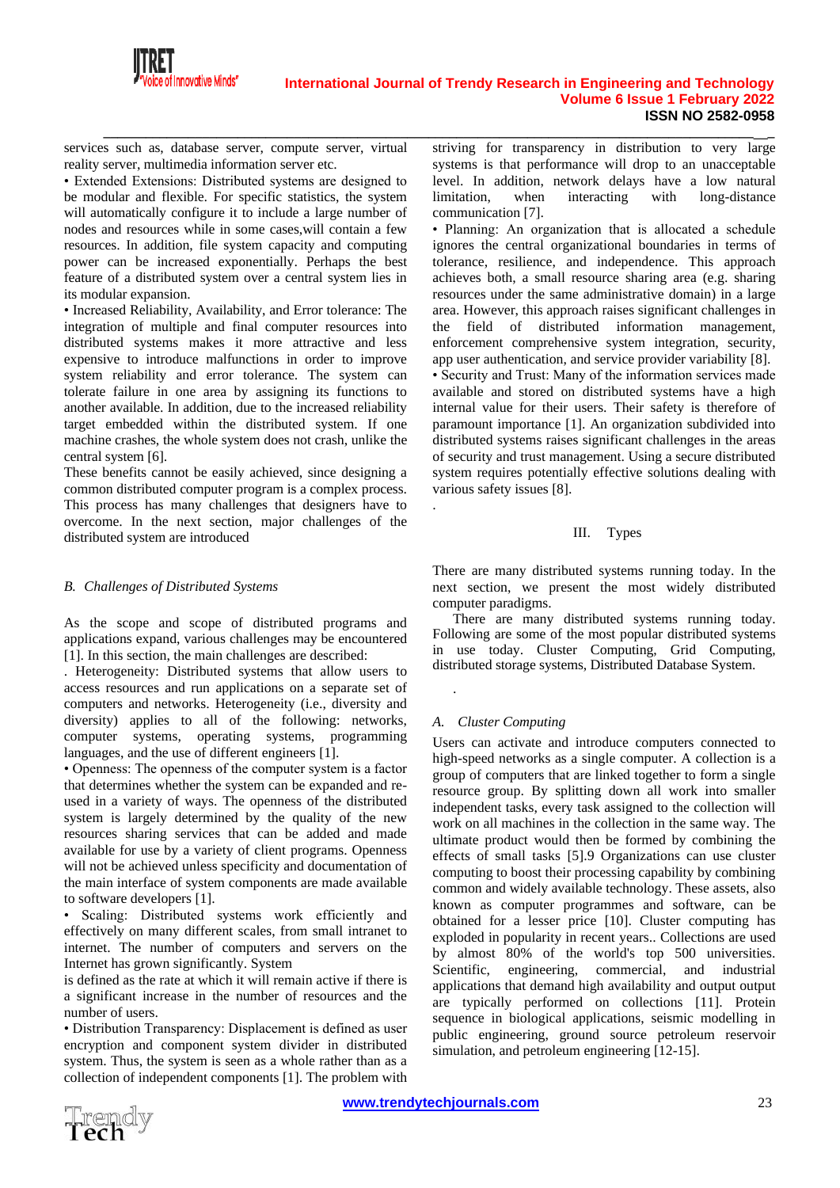services such as, database server, compute server, virtual reality server, multimedia information server etc.

• Extended Extensions: Distributed systems are designed to be modular and flexible. For specific statistics, the system will automatically configure it to include a large number of nodes and resources while in some cases,will contain a few resources. In addition, file system capacity and computing power can be increased exponentially. Perhaps the best feature of a distributed system over a central system lies in its modular expansion.

• Increased Reliability, Availability, and Error tolerance: The integration of multiple and final computer resources into distributed systems makes it more attractive and less expensive to introduce malfunctions in order to improve system reliability and error tolerance. The system can tolerate failure in one area by assigning its functions to another available. In addition, due to the increased reliability target embedded within the distributed system. If one machine crashes, the whole system does not crash, unlike the central system [6].

These benefits cannot be easily achieved, since designing a common distributed computer program is a complex process. This process has many challenges that designers have to overcome. In the next section, major challenges of the distributed system are introduced

### *B. Challenges of Distributed Systems*

As the scope and scope of distributed programs and applications expand, various challenges may be encountered [1]. In this section, the main challenges are described:

. Heterogeneity: Distributed systems that allow users to access resources and run applications on a separate set of computers and networks. Heterogeneity (i.e., diversity and diversity) applies to all of the following: networks, computer systems, operating systems, programming languages, and the use of different engineers [1].

• Openness: The openness of the computer system is a factor that determines whether the system can be expanded and re-used in a variety of ways. The openness of the distributed system is largely determined by the quality of the new resources sharing services that can be added and made available for use by a variety of client programs. Openness will not be achieved unless specificity and documentation of the main interface of system components are made available to software developers [1].

• Scaling: Distributed systems work efficiently and effectively on many different scales, from small intranet to internet. The number of computers and servers on the Internet has grown significantly. System

is defined as the rate at which it will remain active if there is a significant increase in the number of resources and the number of users.

• Distribution Transparency: Displacement is defined as user encryption and component system divider in distributed system. Thus, the system is seen as a whole rather than as a collection of independent components [1]. The problem with striving for transparency in distribution to very large systems is that performance will drop to an unacceptable level. In addition, network delays have a low natural limitation, when interacting with long-distance communication [7].

• Planning: An organization that is allocated a schedule ignores the central organizational boundaries in terms of tolerance, resilience, and independence. This approach achieves both, a small resource sharing area (e.g. sharing resources under the same administrative domain) in a large area. However, this approach raises significant challenges in the field of distributed information management, enforcement comprehensive system integration, security, app user authentication, and service provider variability [8].

• Security and Trust: Many of the information services made available and stored on distributed systems have a high internal value for their users. Their safety is therefore of paramount importance [1]. An organization subdivided into distributed systems raises significant challenges in the areas of security and trust management. Using a secure distributed system requires potentially effective solutions dealing with various safety issues [8].

.

## III. Types

There are many distributed systems running today. In the next section, we present the most widely distributed computer paradigms.

There are many distributed systems running today. Following are some of the most popular distributed systems in use today. Cluster Computing, Grid Computing, distributed storage systems, Distributed Database System.

.

### *A. Cluster Computing*

Users can activate and introduce computers connected to high-speed networks as a single computer. A collection is a group of computers that are linked together to form a single resource group. By splitting down all work into smaller independent tasks, every task assigned to the collection will work on all machines in the collection in the same way. The ultimate product would then be formed by combining the effects of small tasks [5].9 Organizations can use cluster computing to boost their processing capability by combining common and widely available technology. These assets, also known as computer programmes and software, can be obtained for a lesser price [10]. Cluster computing has exploded in popularity in recent years.. Collections are used by almost 80% of the world's top 500 universities. Scientific, engineering, commercial, and industrial applications that demand high availability and output output are typically performed on collections [11]. Protein sequence in biological applications, seismic modelling in public engineering, ground source petroleum reservoir simulation, and petroleum engineering [12-15].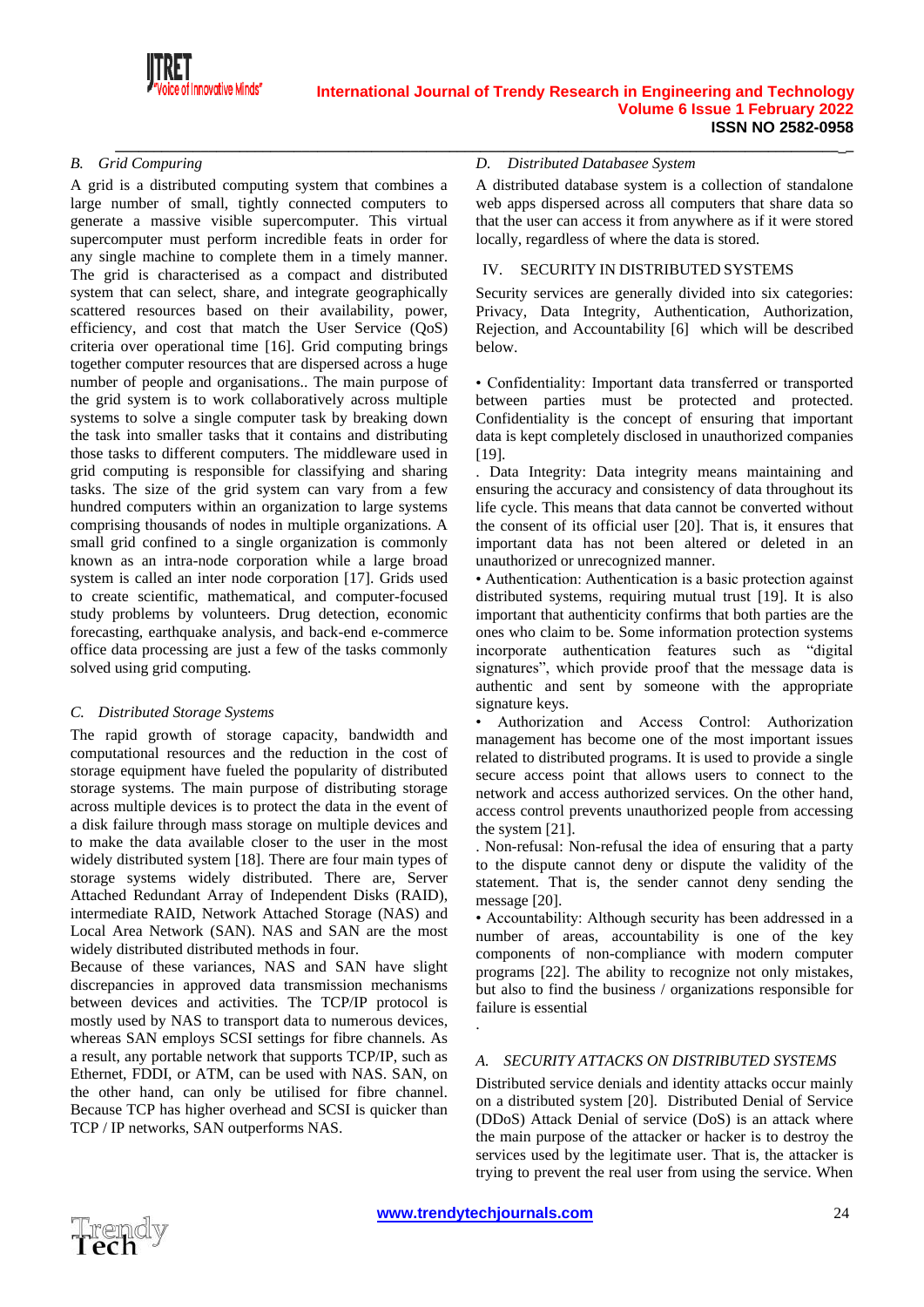### *B. Grid Compuring*

A grid is a distributed computing system that combines a large number of small, tightly connected computers to generate a massive visible supercomputer. This virtual supercomputer must perform incredible feats in order for any single machine to complete them in a timely manner. The grid is characterised as a compact and distributed system that can select, share, and integrate geographically scattered resources based on their availability, power, efficiency, and cost that match the User Service (QoS) criteria over operational time [16]. Grid computing brings together computer resources that are dispersed across a huge number of people and organisations.. The main purpose of the grid system is to work collaboratively across multiple systems to solve a single computer task by breaking down the task into smaller tasks that it contains and distributing those tasks to different computers. The middleware used in grid computing is responsible for classifying and sharing tasks. The size of the grid system can vary from a few hundred computers within an organization to large systems comprising thousands of nodes in multiple organizations. A small grid confined to a single organization is commonly known as an intra-node corporation while a large broad system is called an inter node corporation [17]. Grids used to create scientific, mathematical, and computer-focused study problems by volunteers. Drug detection, economic forecasting, earthquake analysis, and back-end e-commerce office data processing are just a few of the tasks commonly solved using grid computing.

### *C. Distributed Storage Systems*

The rapid growth of storage capacity, bandwidth and computational resources and the reduction in the cost of storage equipment have fueled the popularity of distributed storage systems. The main purpose of distributing storage across multiple devices is to protect the data in the event of a disk failure through mass storage on multiple devices and to make the data available closer to the user in the most widely distributed system [18]. There are four main types of storage systems widely distributed. There are, Server Attached Redundant Array of Independent Disks (RAID), intermediate RAID, Network Attached Storage (NAS) and Local Area Network (SAN). NAS and SAN are the most widely distributed distributed methods in four.

Because of these variances, NAS and SAN have slight discrepancies in approved data transmission mechanisms between devices and activities. The TCP/IP protocol is mostly used by NAS to transport data to numerous devices, whereas SAN employs SCSI settings for fibre channels. As a result, any portable network that supports TCP/IP, such as Ethernet, FDDI, or ATM, can be used with NAS. SAN, on the other hand, can only be utilised for fibre channel. Because TCP has higher overhead and SCSI is quicker than TCP / IP networks, SAN outperforms NAS.

### *D. Distributed Databasee System*

A distributed database system is a collection of standalone web apps dispersed across all computers that share data so that the user can access it from anywhere as if it were stored locally, regardless of where the data is stored.

## IV. SECURITY IN DISTRIBUTED SYSTEMS

Security services are generally divided into six categories: Privacy, Data Integrity, Authentication, Authorization, Rejection, and Accountability [6] which will be described below.

• Confidentiality: Important data transferred or transported between parties must be protected and protected. Confidentiality is the concept of ensuring that important data is kept completely disclosed in unauthorized companies [19].

. Data Integrity: Data integrity means maintaining and ensuring the accuracy and consistency of data throughout its life cycle. This means that data cannot be converted without the consent of its official user [20]. That is, it ensures that important data has not been altered or deleted in an unauthorized or unrecognized manner.

• Authentication: Authentication is a basic protection against distributed systems, requiring mutual trust [19]. It is also important that authenticity confirms that both parties are the ones who claim to be. Some information protection systems incorporate authentication features such as "digital signatures", which provide proof that the message data is authentic and sent by someone with the appropriate signature keys.

• Authorization and Access Control: Authorization management has become one of the most important issues related to distributed programs. It is used to provide a single secure access point that allows users to connect to the network and access authorized services. On the other hand, access control prevents unauthorized people from accessing the system [21].

. Non-refusal: Non-refusal the idea of ensuring that a party to the dispute cannot deny or dispute the validity of the statement. That is, the sender cannot deny sending the message [20].

• Accountability: Although security has been addressed in a number of areas, accountability is one of the key components of non-compliance with modern computer programs [22]. The ability to recognize not only mistakes, but also to find the business / organizations responsible for failure is essential

.

### *A. SECURITY ATTACKS ON DISTRIBUTED SYSTEMS*

Distributed service denials and identity attacks occur mainly on a distributed system [20]. Distributed Denial of Service (DDoS) Attack Denial of service (DoS) is an attack where the main purpose of the attacker or hacker is to destroy the services used by the legitimate user. That is, the attacker is trying to prevent the real user from using the service. When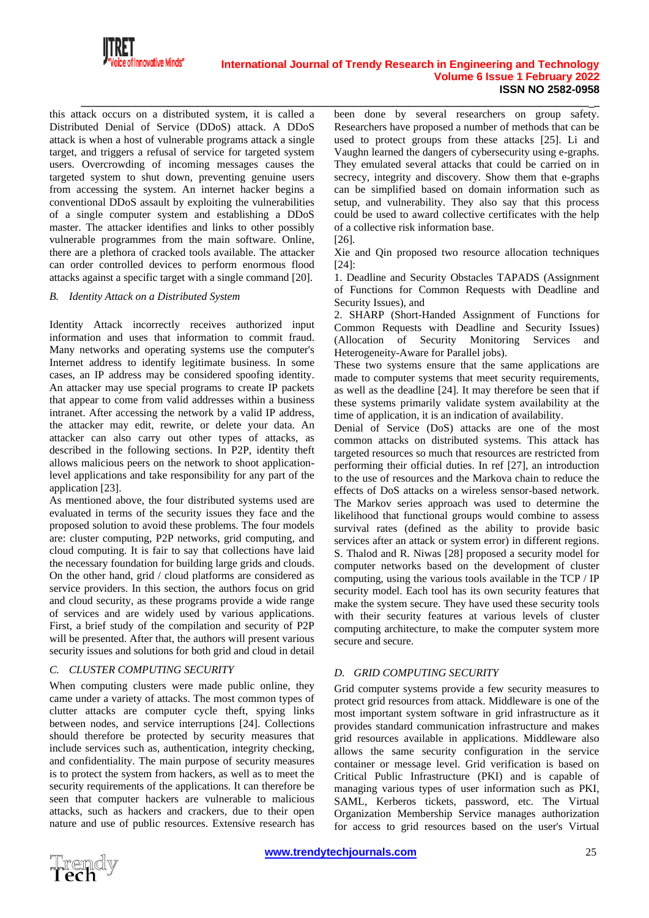this attack occurs on a distributed system, it is called a Distributed Denial of Service (DDoS) attack. A DDoS attack is when a host of vulnerable programs attack a single target, and triggers a refusal of service for targeted system users. Overcrowding of incoming messages causes the targeted system to shut down, preventing genuine users from accessing the system. An internet hacker begins a conventional DDoS assault by exploiting the vulnerabilities of a single computer system and establishing a DDoS master. The attacker identifies and links to other possibly vulnerable programmes from the main software. Online, there are a plethora of cracked tools available. The attacker can order controlled devices to perform enormous flood attacks against a specific target with a single command [20].

### *B. Identity Attack on a Distributed System*

Identity Attack incorrectly receives authorized input information and uses that information to commit fraud. Many networks and operating systems use the computer's Internet address to identify legitimate business. In some cases, an IP address may be considered spoofing identity. An attacker may use special programs to create IP packets that appear to come from valid addresses within a business intranet. After accessing the network by a valid IP address, the attacker may edit, rewrite, or delete your data. An attacker can also carry out other types of attacks, as described in the following sections. In P2P, identity theft allows malicious peers on the network to shoot application-level applications and take responsibility for any part of the application [23].

As mentioned above, the four distributed systems used are evaluated in terms of the security issues they face and the proposed solution to avoid these problems. The four models are: cluster computing, P2P networks, grid computing, and cloud computing. It is fair to say that collections have laid the necessary foundation for building large grids and clouds. On the other hand, grid / cloud platforms are considered as service providers. In this section, the authors focus on grid and cloud security, as these programs provide a wide range of services and are widely used by various applications. First, a brief study of the compilation and security of P2P will be presented. After that, the authors will present various security issues and solutions for both grid and cloud in detail

### *C. CLUSTER COMPUTING SECURITY*

When computing clusters were made public online, they came under a variety of attacks. The most common types of clutter attacks are computer cycle theft, spying links between nodes, and service interruptions [24]. Collections should therefore be protected by security measures that include services such as, authentication, integrity checking, and confidentiality. The main purpose of security measures is to protect the system from hackers, as well as to meet the security requirements of the applications. It can therefore be seen that computer hackers are vulnerable to malicious attacks, such as hackers and crackers, due to their open nature and use of public resources. Extensive research has been done by several researchers on group safety. Researchers have proposed a number of methods that can be used to protect groups from these attacks [25]. Li and Vaughn learned the dangers of cybersecurity using e-graphs. They emulated several attacks that could be carried on in secrecy, integrity and discovery. Show them that e-graphs can be simplified based on domain information such as setup, and vulnerability. They also say that this process could be used to award collective certificates with the help of a collective risk information base.

[26].

Xie and Qin proposed two resource allocation techniques [24]:

1. Deadline and Security Obstacles TAPADS (Assignment of Functions for Common Requests with Deadline and Security Issues), and
2. SHARP (Short-Handed Assignment of Functions for Common Requests with Deadline and Security Issues) (Allocation of Security Monitoring Services and Heterogeneity-Aware for Parallel jobs).

These two systems ensure that the same applications are made to computer systems that meet security requirements, as well as the deadline [24]. It may therefore be seen that if these systems primarily validate system availability at the time of application, it is an indication of availability.

Denial of Service (DoS) attacks are one of the most common attacks on distributed systems. This attack has targeted resources so much that resources are restricted from performing their official duties. In ref [27], an introduction to the use of resources and the Markova chain to reduce the effects of DoS attacks on a wireless sensor-based network. The Markov series approach was used to determine the likelihood that functional groups would combine to assess survival rates (defined as the ability to provide basic services after an attack or system error) in different regions. S. Thalod and R. Niwas [28] proposed a security model for computer networks based on the development of cluster computing, using the various tools available in the TCP / IP security model. Each tool has its own security features that make the system secure. They have used these security tools with their security features at various levels of cluster computing architecture, to make the computer system more secure and secure.

### *D. GRID COMPUTING SECURITY*

Grid computer systems provide a few security measures to protect grid resources from attack. Middleware is one of the most important system software in grid infrastructure as it provides standard communication infrastructure and makes grid resources available in applications. Middleware also allows the same security configuration in the service container or message level. Grid verification is based on Critical Public Infrastructure (PKI) and is capable of managing various types of user information such as PKI, SAML, Kerberos tickets, password, etc. The Virtual Organization Membership Service manages authorization for access to grid resources based on the user's Virtual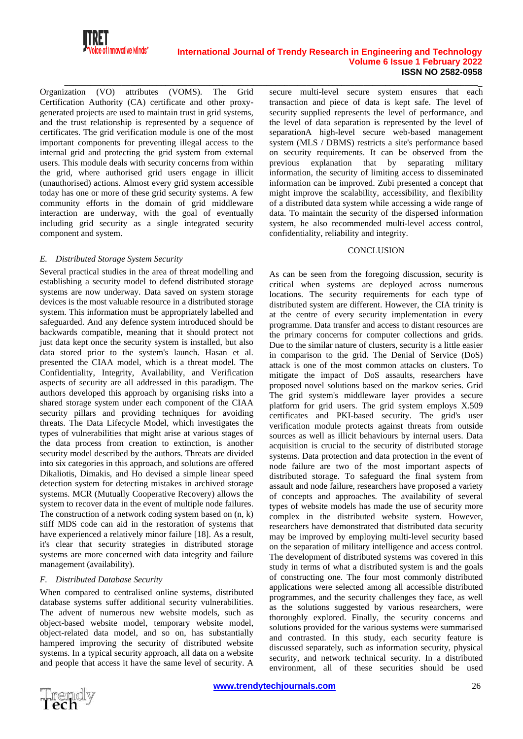Organization (VO) attributes (VOMS). The Grid Certification Authority (CA) certificate and other proxy-generated projects are used to maintain trust in grid systems, and the trust relationship is represented by a sequence of certificates. The grid verification module is one of the most important components for preventing illegal access to the internal grid and protecting the grid system from external users. This module deals with security concerns from within the grid, where authorised grid users engage in illicit (unauthorised) actions. Almost every grid system accessible today has one or more of these grid security systems. A few community efforts in the domain of grid middleware interaction are underway, with the goal of eventually including grid security as a single integrated security component and system.

### *E. Distributed Storage System Security*

Several practical studies in the area of threat modelling and establishing a security model to defend distributed storage systems are now underway. Data saved on system storage devices is the most valuable resource in a distributed storage system. This information must be appropriately labelled and safeguarded. And any defence system introduced should be backwards compatible, meaning that it should protect not just data kept once the security system is installed, but also data stored prior to the system's launch. Hasan et al. presented the CIAA model, which is a threat model. The Confidentiality, Integrity, Availability, and Verification aspects of security are all addressed in this paradigm. The authors developed this approach by organising risks into a shared storage system under each component of the CIAA security pillars and providing techniques for avoiding threats. The Data Lifecycle Model, which investigates the types of vulnerabilities that might arise at various stages of the data process from creation to extinction, is another security model described by the authors. Threats are divided into six categories in this approach, and solutions are offered Dikaliotis, Dimakis, and Ho devised a simple linear speed detection system for detecting mistakes in archived storage systems. MCR (Mutually Cooperative Recovery) allows the system to recover data in the event of multiple node failures. The construction of a network coding system based on (n, k) stiff MDS code can aid in the restoration of systems that have experienced a relatively minor failure [18]. As a result, it's clear that security strategies in distributed storage systems are more concerned with data integrity and failure management (availability).

### *F. Distributed Database Security*

When compared to centralised online systems, distributed database systems suffer additional security vulnerabilities. The advent of numerous new website models, such as object-based website model, temporary website model, object-related data model, and so on, has substantially hampered improving the security of distributed website systems. In a typical security approach, all data on a website and people that access it have the same level of security. A secure multi-level secure system ensures that each transaction and piece of data is kept safe. The level of security supplied represents the level of performance, and the level of data separation is represented by the level of separationA high-level secure web-based management system (MLS / DBMS) restricts a site's performance based on security requirements. It can be observed from the previous explanation that by separating military information, the security of limiting access to disseminated information can be improved. Zubi presented a concept that might improve the scalability, accessibility, and flexibility of a distributed data system while accessing a wide range of data. To maintain the security of the dispersed information system, he also recommended multi-level access control, confidentiality, reliability and integrity.

## CONCLUSION

As can be seen from the foregoing discussion, security is critical when systems are deployed across numerous locations. The security requirements for each type of distributed system are different. However, the CIA trinity is at the centre of every security implementation in every programme. Data transfer and access to distant resources are the primary concerns for computer collections and grids. Due to the similar nature of clusters, security is a little easier in comparison to the grid. The Denial of Service (DoS) attack is one of the most common attacks on clusters. To mitigate the impact of DoS assaults, researchers have proposed novel solutions based on the markov series. Grid The grid system's middleware layer provides a secure platform for grid users. The grid system employs X.509 certificates and PKI-based security. The grid's user verification module protects against threats from outside sources as well as illicit behaviours by internal users. Data acquisition is crucial to the security of distributed storage systems. Data protection and data protection in the event of node failure are two of the most important aspects of distributed storage. To safeguard the final system from assault and node failure, researchers have proposed a variety of concepts and approaches. The availability of several types of website models has made the use of security more complex in the distributed website system. However, researchers have demonstrated that distributed data security may be improved by employing multi-level security based on the separation of military intelligence and access control. The development of distributed systems was covered in this study in terms of what a distributed system is and the goals of constructing one. The four most commonly distributed applications were selected among all accessible distributed programmes, and the security challenges they face, as well as the solutions suggested by various researchers, were thoroughly explored. Finally, the security concerns and solutions provided for the various systems were summarised and contrasted. In this study, each security feature is discussed separately, such as information security, physical security, and network technical security. In a distributed environment, all of these securities should be used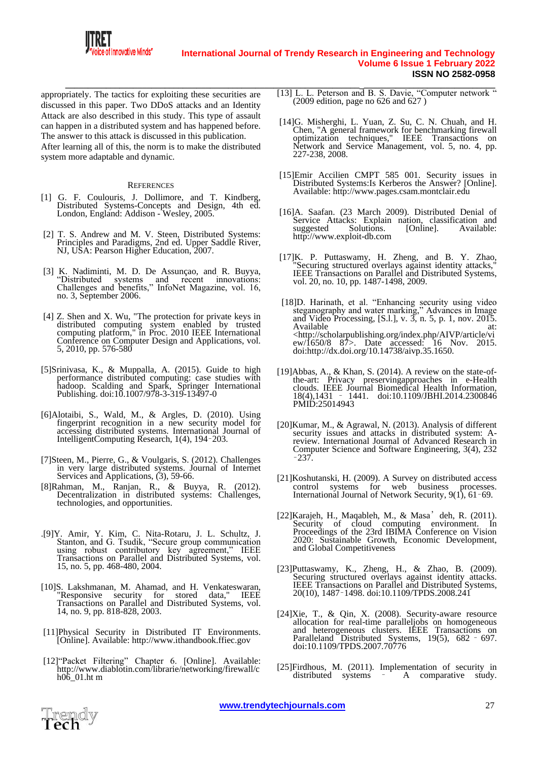appropriately. The tactics for exploiting these securities are discussed in this paper. Two DDoS attacks and an Identity Attack are also described in this study. This type of assault can happen in a distributed system and has happened before. The answer to this attack is discussed in this publication.

After learning all of this, the norm is to make the distributed system more adaptable and dynamic.

## References

[1] G. F. Coulouris, J. Dollimore, and T. Kindberg, Distributed Systems-Concepts and Design, 4th ed. London, England: Addison - Wesley, 2005.

[2] T. S. Andrew and M. V. Steen, Distributed Systems: Principles and Paradigms, 2nd ed. Upper Saddle River, NJ, USA: Pearson Higher Education, 2007.

[3] K. Nadiminti, M. D. De Assunçao, and R. Buyya, "Distributed systems and recent innovations: Challenges and benefits," InfoNet Magazine, vol. 16, no. 3, September 2006.

[4] Z. Shen and X. Wu, "The protection for private keys in distributed computing system enabled by trusted computing platform," in Proc. 2010 IEEE International Conference on Computer Design and Applications, vol. 5, 2010, pp. 576-580

[5]Srinivasa, K., & Muppalla, A. (2015). Guide to high performance distributed computing: case studies with hadoop. Scalding and Spark, Springer International Publishing. doi:10.1007/978-3-319-13497-0

[6]Alotaibi, S., Wald, M., & Argles, D. (2010). Using fingerprint recognition in a new security model for accessing distributed systems. International Journal of IntelligentComputing Research, 1(4), 194‑203.

[7]Steen, M., Pierre, G., & Voulgaris, S. (2012). Challenges in very large distributed systems. Journal of Internet Services and Applications, (3), 59-66.

[8]Rahman, M., Ranjan, R., & Buyya, R. (2012). Decentralization in distributed systems: Challenges, technologies, and opportunities.

.[9]Y. Amir, Y. Kim, C. Nita-Rotaru, J. L. Schultz, J. Stanton, and G. Tsudik, "Secure group communication using robust contributory key agreement," IEEE Transactions on Parallel and Distributed Systems, vol. 15, no. 5, pp. 468-480, 2004.

[10]S. Lakshmanan, M. Ahamad, and H. Venkateswaran, "Responsive security for stored data," IEEE Transactions on Parallel and Distributed Systems, vol. 14, no. 9, pp. 818-828, 2003.

[11]Physical Security in Distributed IT Environments. [Online]. Available: http://www.ithandbook.ffiec.gov

[12]"Packet Filtering" Chapter 6. [Online]. Available: http://www.diablotin.com/librarie/networking/firewall/ch06_01.ht m

[13] L. L. Peterson and B. S. Davie, "Computer network " (2009 edition, page no 626 and 627 )

[14]G. Misherghi, L. Yuan, Z. Su, C. N. Chuah, and H. Chen, "A general framework for benchmarking firewall optimization techniques," IEEE Transactions on Network and Service Management, vol. 5, no. 4, pp. 227-238, 2008.

[15]Emir Accilien CMPT 585 001. Security issues in Distributed Systems:Is Kerberos the Answer? [Online]. Available: http://www.pages.csam.montclair.edu

[16]A. Saafan. (23 March 2009). Distributed Denial of Service Attacks: Explain nation, classification and suggested Solutions. [Online]. Available: http://www.exploit-db.com

[17]K. P. Puttaswamy, H. Zheng, and B. Y. Zhao, "Securing structured overlays against identity attacks," IEEE Transactions on Parallel and Distributed Systems, vol. 20, no. 10, pp. 1487-1498, 2009.

[18]D. Harinath, et al. "Enhancing security using video steganography and water marking," Advances in Image and Video Processing, [S.l.], v. 3, n. 5, p. 1, nov. 2015. Available at: <http://scholarpublishing.org/index.php/AIVP/article/view/1650/8 87>. Date accessed: 16 Nov. 2015. doi:http://dx.doi.org/10.14738/aivp.35.1650.

[19]Abbas, A., & Khan, S. (2014). A review on the state-of-the-art: Privacy preservingapproaches in e-Health clouds. IEEE Journal Biomedical Health Information, 18(4),1431 ‑ 1441. doi:10.1109/JBHI.2014.2300846 PMID:25014943

[20]Kumar, M., & Agrawal, N. (2013). Analysis of different security issues and attacks in distributed system: A-review. International Journal of Advanced Research in Computer Science and Software Engineering, 3(4), 232 ‑237.

[21]Koshutanski, H. (2009). A Survey on distributed access control systems for web business processes. International Journal of Network Security, 9(1), 61‑69.

[22]Karajeh, H., Maqableh, M., & Masa'deh, R. (2011). Security of cloud computing environment. In Proceedings of the 23rd IBIMA Conference on Vision 2020: Sustainable Growth, Economic Development, and Global Competitiveness

[23]Puttaswamy, K., Zheng, H., & Zhao, B. (2009). Securing structured overlays against identity attacks. IEEE Transactions on Parallel and Distributed Systems, 20(10), 1487‑1498. doi:10.1109/TPDS.2008.241

[24]Xie, T., & Qin, X. (2008). Security-aware resource allocation for real-time paralleljobs on homogeneous and heterogeneous clusters. IEEE Transactions on Paralleland Distributed Systems, 19(5), 682 ‑ 697. doi:10.1109/TPDS.2007.70776

[25]Firdhous, M. (2011). Implementation of security in distributed systems ‑ A comparative study.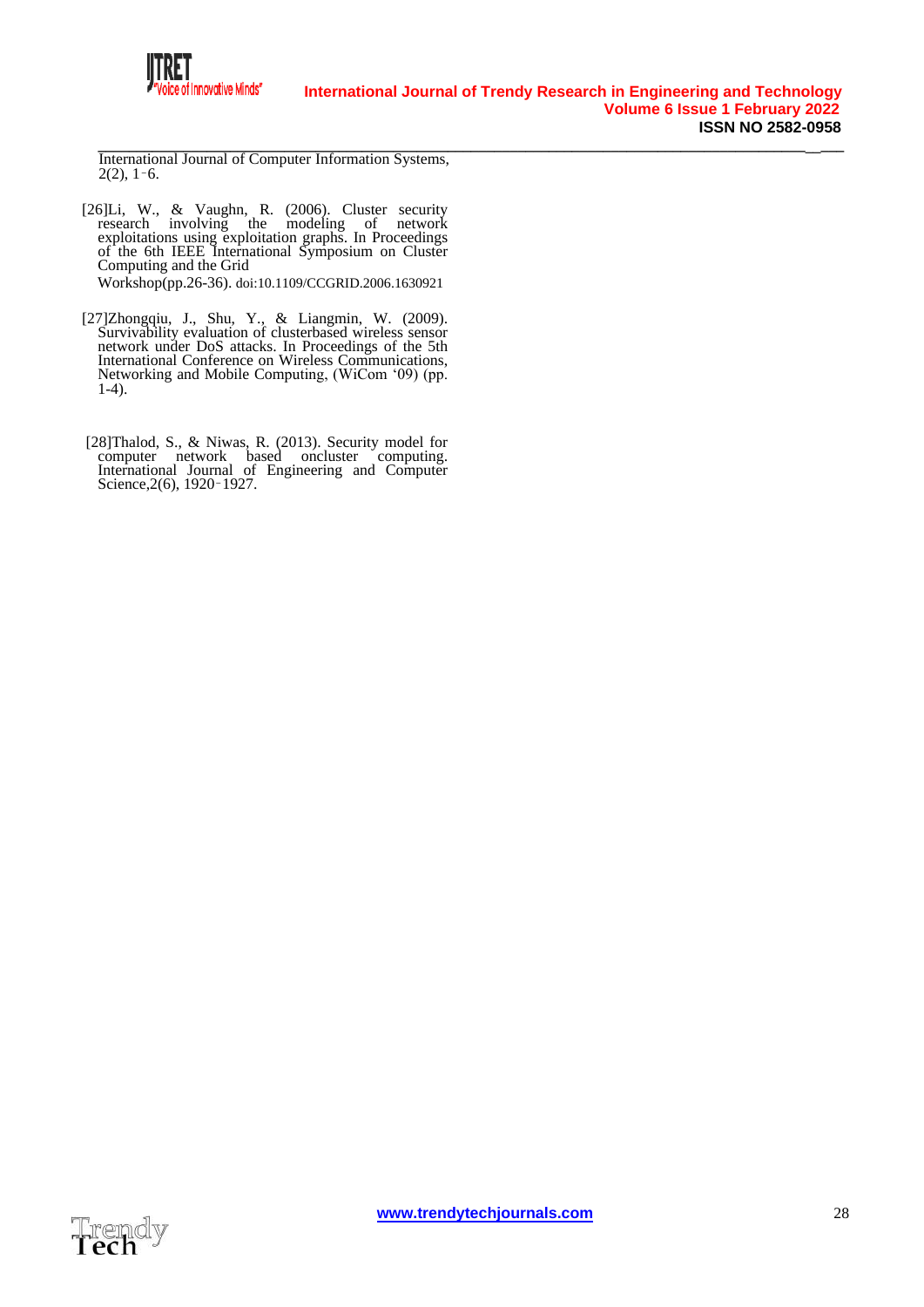International Journal of Computer Information Systems, 2(2), 1‑6.

[26]Li, W., & Vaughn, R. (2006). Cluster security research involving the modeling of network exploitations using exploitation graphs. In Proceedings of the 6th IEEE International Symposium on Cluster Computing and the Grid Workshop(pp.26-36). doi:10.1109/CCGRID.2006.1630921

[27]Zhongqiu, J., Shu, Y., & Liangmin, W. (2009). Survivability evaluation of clusterbased wireless sensor network under DoS attacks. In Proceedings of the 5th International Conference on Wireless Communications, Networking and Mobile Computing, (WiCom '09) (pp. 1-4).

[28]Thalod, S., & Niwas, R. (2013). Security model for computer network based oncluster computing. International Journal of Engineering and Computer Science,2(6), 1920‑1927.